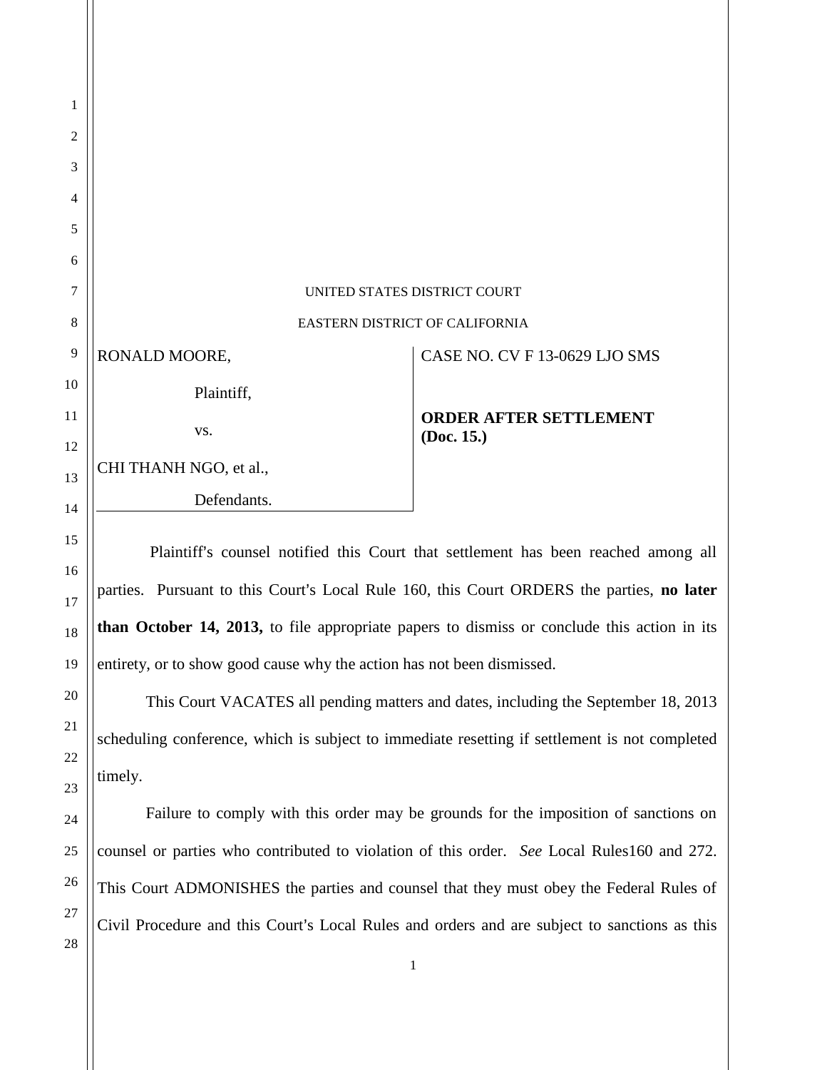UNITED STATES DISTRICT COURT

EASTERN DISTRICT OF CALIFORNIA

| | |
|---|---|
| RONALD MOORE,<br><br>Plaintiff,<br><br>vs.<br><br>CHI THANH NGO, et al.,<br><br>Defendants. | CASE NO. CV F 13-0629 LJO SMS<br><br>**ORDER AFTER SETTLEMENT (Doc. 15.)** |

Plaintiff's counsel notified this Court that settlement has been reached among all parties. Pursuant to this Court's Local Rule 160, this Court ORDERS the parties, **no later than October 14, 2013,** to file appropriate papers to dismiss or conclude this action in its entirety, or to show good cause why the action has not been dismissed.

This Court VACATES all pending matters and dates, including the September 18, 2013 scheduling conference, which is subject to immediate resetting if settlement is not completed timely.

Failure to comply with this order may be grounds for the imposition of sanctions on counsel or parties who contributed to violation of this order. *See* Local Rules160 and 272. This Court ADMONISHES the parties and counsel that they must obey the Federal Rules of Civil Procedure and this Court's Local Rules and orders and are subject to sanctions as this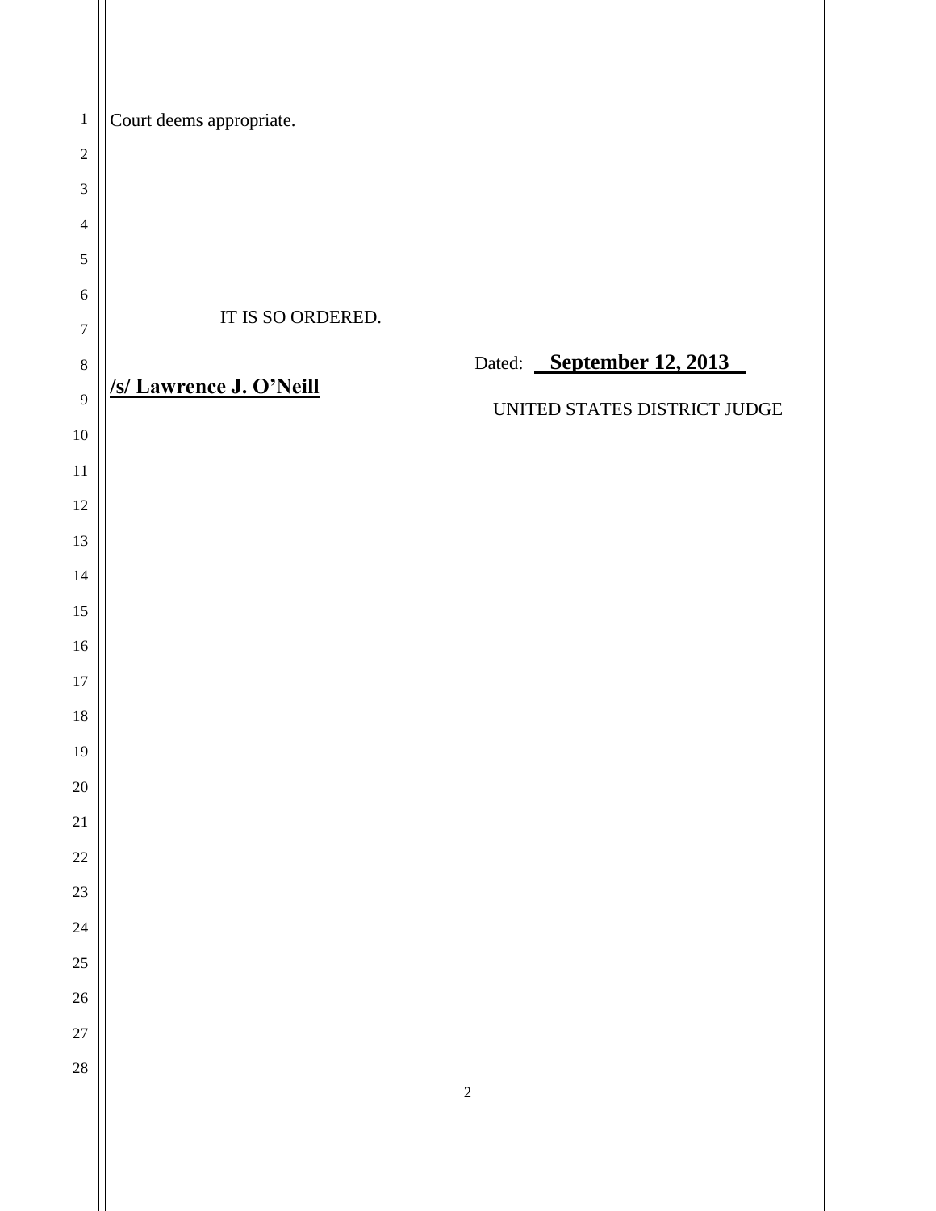Court deems appropriate.

IT IS SO ORDERED.

Dated: **September 12, 2013**

**/s/ Lawrence J. O'Neill**

UNITED STATES DISTRICT JUDGE